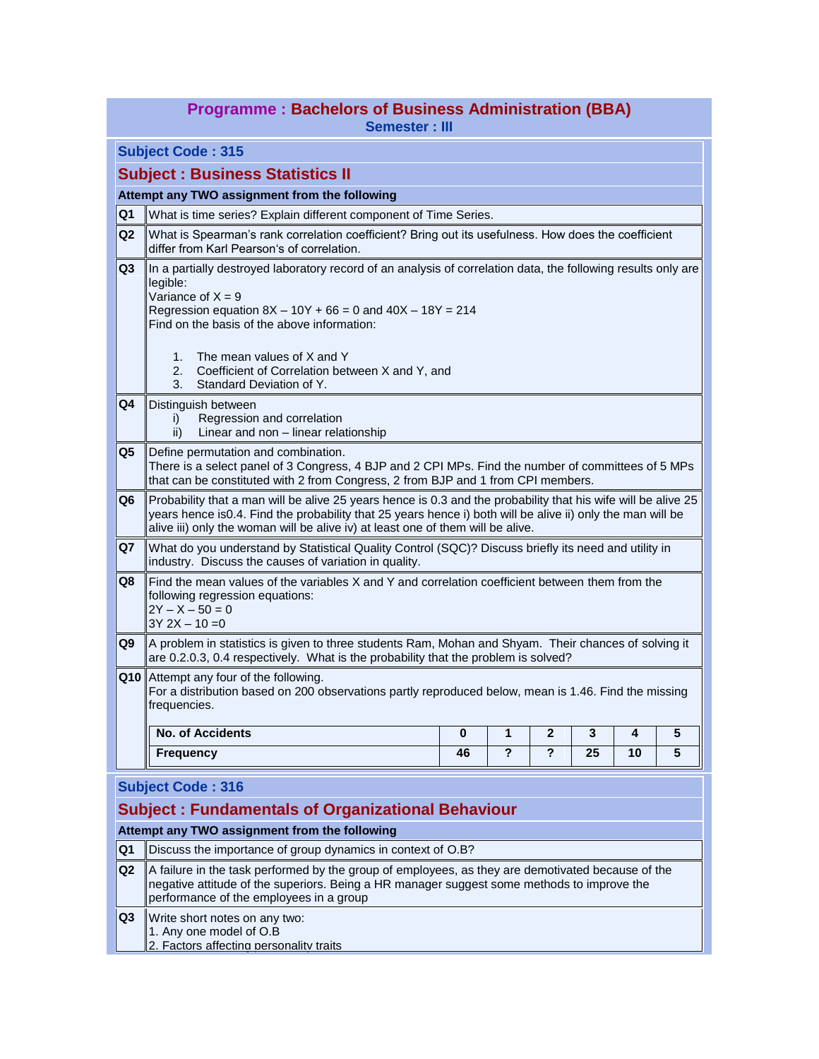# Programme : Bachelors of Business Administration (BBA)

**Semester : III**

## Subject Code : 315

## Subject : Business Statistics II

**Attempt any TWO assignment from the following**

**Q1** What is time series? Explain different component of Time Series.

**Q2** What is Spearman's rank correlation coefficient? Bring out its usefulness. How does the coefficient differ from Karl Pearson's of correlation.

**Q3** In a partially destroyed laboratory record of an analysis of correlation data, the following results only are legible:
Variance of X = 9
Regression equation 8X – 10Y + 66 = 0 and 40X – 18Y = 214
Find on the basis of the above information:

1. The mean values of X and Y
2. Coefficient of Correlation between X and Y, and
3. Standard Deviation of Y.

**Q4** Distinguish between
- i) Regression and correlation
- ii) Linear and non – linear relationship

**Q5** Define permutation and combination.
There is a select panel of 3 Congress, 4 BJP and 2 CPI MPs. Find the number of committees of 5 MPs that can be constituted with 2 from Congress, 2 from BJP and 1 from CPI members.

**Q6** Probability that a man will be alive 25 years hence is 0.3 and the probability that his wife will be alive 25 years hence is0.4. Find the probability that 25 years hence i) both will be alive ii) only the man will be alive iii) only the woman will be alive iv) at least one of them will be alive.

**Q7** What do you understand by Statistical Quality Control (SQC)? Discuss briefly its need and utility in industry. Discuss the causes of variation in quality.

**Q8** Find the mean values of the variables X and Y and correlation coefficient between them from the following regression equations:
2Y – X – 50 = 0
3Y 2X – 10 =0

**Q9** A problem in statistics is given to three students Ram, Mohan and Shyam. Their chances of solving it are 0.2.0.3, 0.4 respectively. What is the probability that the problem is solved?

**Q10** Attempt any four of the following.
For a distribution based on 200 observations partly reproduced below, mean is 1.46. Find the missing frequencies.

| No. of Accidents | 0 | 1 | 2 | 3 | 4 | 5 |
|---|---|---|---|---|---|---|
| Frequency | 46 | ? | ? | 25 | 10 | 5 |

## Subject Code : 316

## Subject : Fundamentals of Organizational Behaviour

**Attempt any TWO assignment from the following**

**Q1** Discuss the importance of group dynamics in context of O.B?

**Q2** A failure in the task performed by the group of employees, as they are demotivated because of the negative attitude of the superiors. Being a HR manager suggest some methods to improve the performance of the employees in a group

**Q3** Write short notes on any two:
1. Any one model of O.B
2. Factors affecting personality traits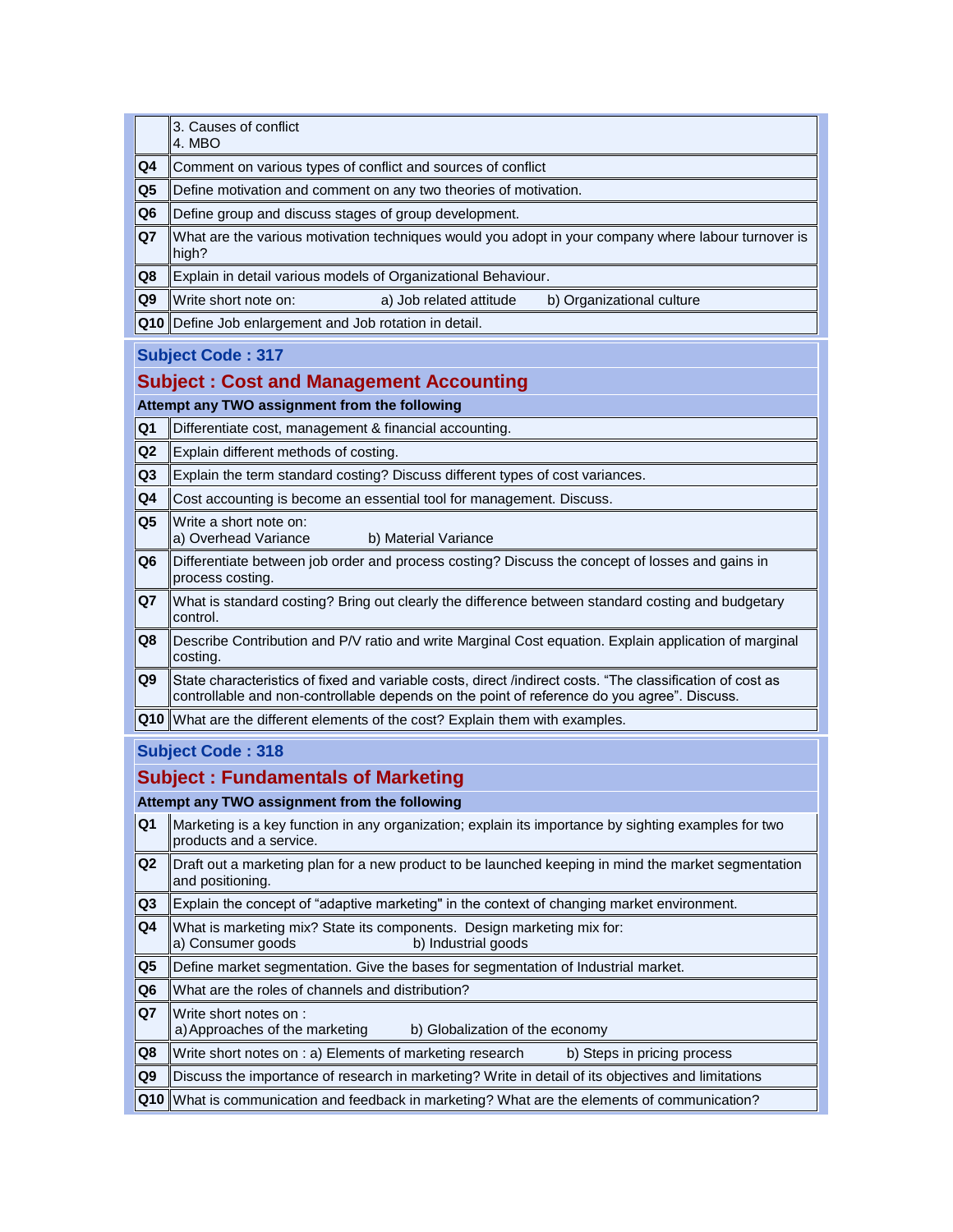| | |
|---|---|
| | 3. Causes of conflict<br>4. MBO |
| **Q4** | Comment on various types of conflict and sources of conflict |
| **Q5** | Define motivation and comment on any two theories of motivation. |
| **Q6** | Define group and discuss stages of group development. |
| **Q7** | What are the various motivation techniques would you adopt in your company where labour turnover is high? |
| **Q8** | Explain in detail various models of Organizational Behaviour. |
| **Q9** | Write short note on: a) Job related attitude b) Organizational culture |
| **Q10** | Define Job enlargement and Job rotation in detail. |

## Subject Code : 317

## Subject : Cost and Management Accounting

**Attempt any TWO assignment from the following**

| | |
|---|---|
| **Q1** | Differentiate cost, management & financial accounting. |
| **Q2** | Explain different methods of costing. |
| **Q3** | Explain the term standard costing? Discuss different types of cost variances. |
| **Q4** | Cost accounting is become an essential tool for management. Discuss. |
| **Q5** | Write a short note on:<br>a) Overhead Variance b) Material Variance |
| **Q6** | Differentiate between job order and process costing? Discuss the concept of losses and gains in process costing. |
| **Q7** | What is standard costing? Bring out clearly the difference between standard costing and budgetary control. |
| **Q8** | Describe Contribution and P/V ratio and write Marginal Cost equation. Explain application of marginal costing. |
| **Q9** | State characteristics of fixed and variable costs, direct /indirect costs. "The classification of cost as controllable and non-controllable depends on the point of reference do you agree". Discuss. |
| **Q10** | What are the different elements of the cost? Explain them with examples. |

## Subject Code : 318

## Subject : Fundamentals of Marketing

**Attempt any TWO assignment from the following**

| | |
|---|---|
| **Q1** | Marketing is a key function in any organization; explain its importance by sighting examples for two products and a service. |
| **Q2** | Draft out a marketing plan for a new product to be launched keeping in mind the market segmentation and positioning. |
| **Q3** | Explain the concept of "adaptive marketing" in the context of changing market environment. |
| **Q4** | What is marketing mix? State its components. Design marketing mix for:<br>a) Consumer goods b) Industrial goods |
| **Q5** | Define market segmentation. Give the bases for segmentation of Industrial market. |
| **Q6** | What are the roles of channels and distribution? |
| **Q7** | Write short notes on :<br>a) Approaches of the marketing b) Globalization of the economy |
| **Q8** | Write short notes on : a) Elements of marketing research b) Steps in pricing process |
| **Q9** | Discuss the importance of research in marketing? Write in detail of its objectives and limitations |
| **Q10** | What is communication and feedback in marketing? What are the elements of communication? |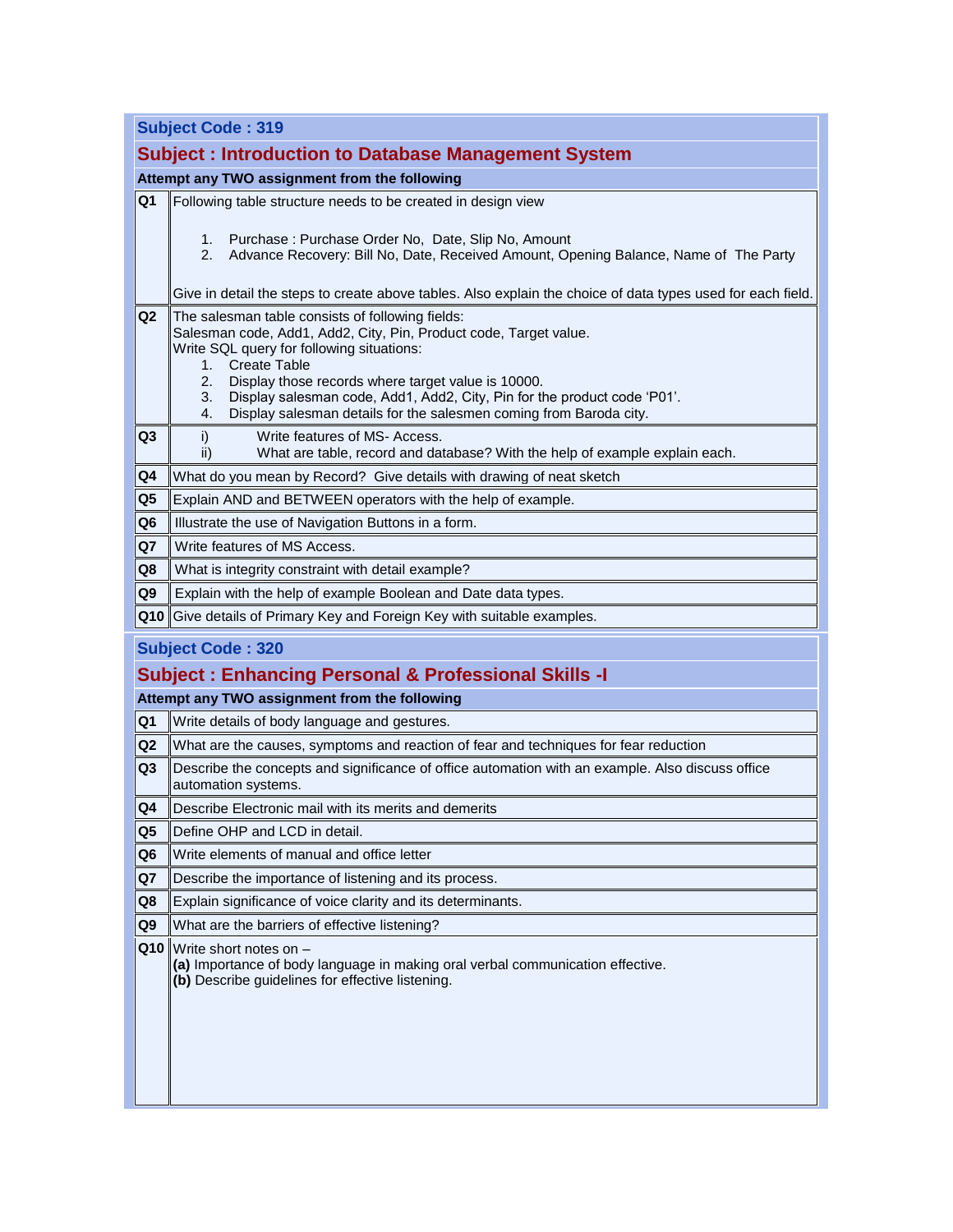## Subject Code : 319

## Subject : Introduction to Database Management System

**Attempt any TWO assignment from the following**

| | |
|---|---|
| **Q1** | Following table structure needs to be created in design view<br><br>1. Purchase : Purchase Order No, Date, Slip No, Amount<br>2. Advance Recovery: Bill No, Date, Received Amount, Opening Balance, Name of The Party<br><br>Give in detail the steps to create above tables. Also explain the choice of data types used for each field. |
| **Q2** | The salesman table consists of following fields:<br>Salesman code, Add1, Add2, City, Pin, Product code, Target value.<br>Write SQL query for following situations:<br>1. Create Table<br>2. Display those records where target value is 10000.<br>3. Display salesman code, Add1, Add2, City, Pin for the product code 'P01'.<br>4. Display salesman details for the salesmen coming from Baroda city. |
| **Q3** | i) Write features of MS- Access.<br>ii) What are table, record and database? With the help of example explain each. |
| **Q4** | What do you mean by Record? Give details with drawing of neat sketch |
| **Q5** | Explain AND and BETWEEN operators with the help of example. |
| **Q6** | Illustrate the use of Navigation Buttons in a form. |
| **Q7** | Write features of MS Access. |
| **Q8** | What is integrity constraint with detail example? |
| **Q9** | Explain with the help of example Boolean and Date data types. |
| **Q10** | Give details of Primary Key and Foreign Key with suitable examples. |

## Subject Code : 320

## Subject : Enhancing Personal & Professional Skills -I

**Attempt any TWO assignment from the following**

| | |
|---|---|
| **Q1** | Write details of body language and gestures. |
| **Q2** | What are the causes, symptoms and reaction of fear and techniques for fear reduction |
| **Q3** | Describe the concepts and significance of office automation with an example. Also discuss office automation systems. |
| **Q4** | Describe Electronic mail with its merits and demerits |
| **Q5** | Define OHP and LCD in detail. |
| **Q6** | Write elements of manual and office letter |
| **Q7** | Describe the importance of listening and its process. |
| **Q8** | Explain significance of voice clarity and its determinants. |
| **Q9** | What are the barriers of effective listening? |
| **Q10** | Write short notes on –<br>**(a)** Importance of body language in making oral verbal communication effective.<br>**(b)** Describe guidelines for effective listening. |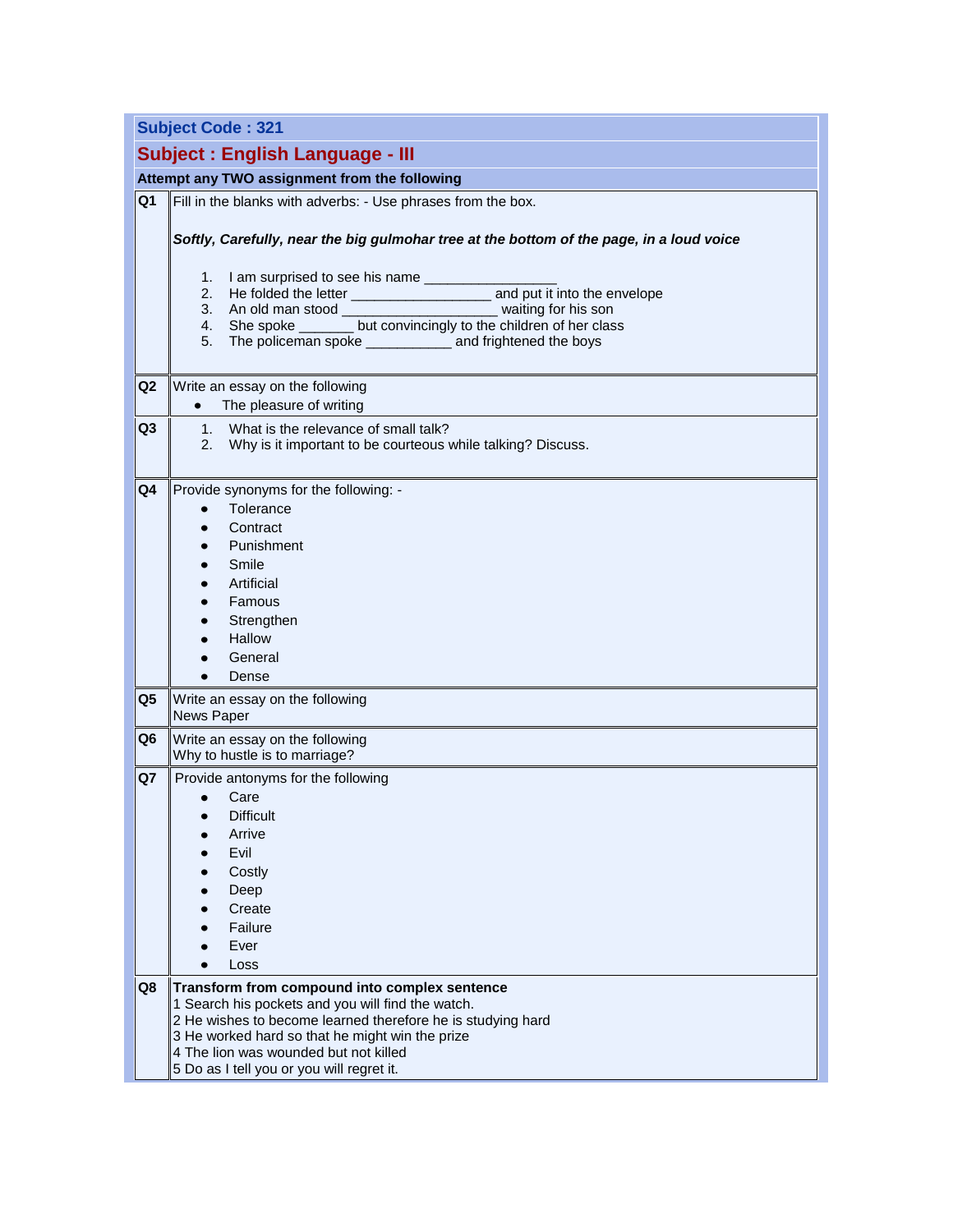**Subject Code : 321**

## Subject : English Language - III

**Attempt any TWO assignment from the following**

| | |
|---|---|
| **Q1** | Fill in the blanks with adverbs: - Use phrases from the box.<br><br>***Softly, Carefully, near the big gulmohar tree at the bottom of the page, in a loud voice***<br><br>1. I am surprised to see his name _______________<br>2. He folded the letter _________________ and put it into the envelope<br>3. An old man stood __________________ waiting for his son<br>4. She spoke _______ but convincingly to the children of her class<br>5. The policeman spoke __________ and frightened the boys |
| **Q2** | Write an essay on the following<br>• The pleasure of writing |
| **Q3** | 1. What is the relevance of small talk?<br>2. Why is it important to be courteous while talking? Discuss. |
| **Q4** | Provide synonyms for the following: -<br>• Tolerance<br>• Contract<br>• Punishment<br>• Smile<br>• Artificial<br>• Famous<br>• Strengthen<br>• Hallow<br>• General<br>• Dense |
| **Q5** | Write an essay on the following<br>News Paper |
| **Q6** | Write an essay on the following<br>Why to hustle is to marriage? |
| **Q7** | Provide antonyms for the following<br>• Care<br>• Difficult<br>• Arrive<br>• Evil<br>• Costly<br>• Deep<br>• Create<br>• Failure<br>• Ever<br>• Loss |
| **Q8** | **Transform from compound into complex sentence**<br>1 Search his pockets and you will find the watch.<br>2 He wishes to become learned therefore he is studying hard<br>3 He worked hard so that he might win the prize<br>4 The lion was wounded but not killed<br>5 Do as I tell you or you will regret it. |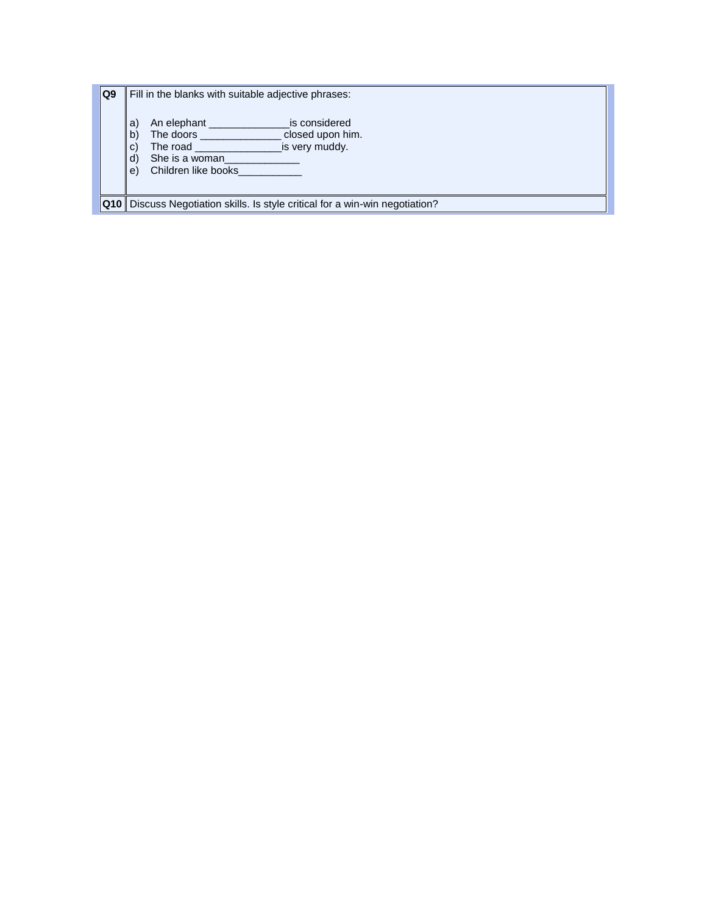| | |
|---|---|
| **Q9** | Fill in the blanks with suitable adjective phrases:<br><br>a) An elephant ______________is considered<br>b) The doors ______________ closed upon him.<br>c) The road _______________is very muddy.<br>d) She is a woman_____________<br>e) Children like books___________ |
| **Q10** | Discuss Negotiation skills. Is style critical for a win-win negotiation? |